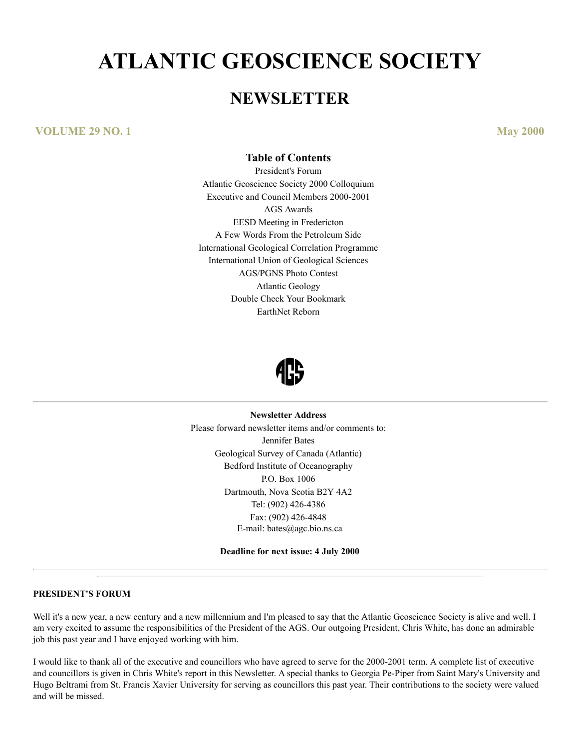# ATLANTIC GEOSCIENCE SOCIETY

## NEWSLETTER

**VOLUME 29 NO. 1** **May 2000**

### Table of Contents

President's Forum
Atlantic Geoscience Society 2000 Colloquium
Executive and Council Members 2000-2001
AGS Awards
EESD Meeting in Fredericton
A Few Words From the Petroleum Side
International Geological Correlation Programme
International Union of Geological Sciences
AGS/PGNS Photo Contest
Atlantic Geology
Double Check Your Bookmark
EarthNet Reborn

---

**Newsletter Address**

Please forward newsletter items and/or comments to:
Jennifer Bates
Geological Survey of Canada (Atlantic)
Bedford Institute of Oceanography
P.O. Box 1006
Dartmouth, Nova Scotia B2Y 4A2
Tel: (902) 426-4386
Fax: (902) 426-4848
E-mail: bates@agc.bio.ns.ca

**Deadline for next issue: 4 July 2000**

---

**PRESIDENT'S FORUM**

Well it's a new year, a new century and a new millennium and I'm pleased to say that the Atlantic Geoscience Society is alive and well. I am very excited to assume the responsibilities of the President of the AGS. Our outgoing President, Chris White, has done an admirable job this past year and I have enjoyed working with him.

I would like to thank all of the executive and councillors who have agreed to serve for the 2000-2001 term. A complete list of executive and councillors is given in Chris White's report in this Newsletter. A special thanks to Georgia Pe-Piper from Saint Mary's University and Hugo Beltrami from St. Francis Xavier University for serving as councillors this past year. Their contributions to the society were valued and will be missed.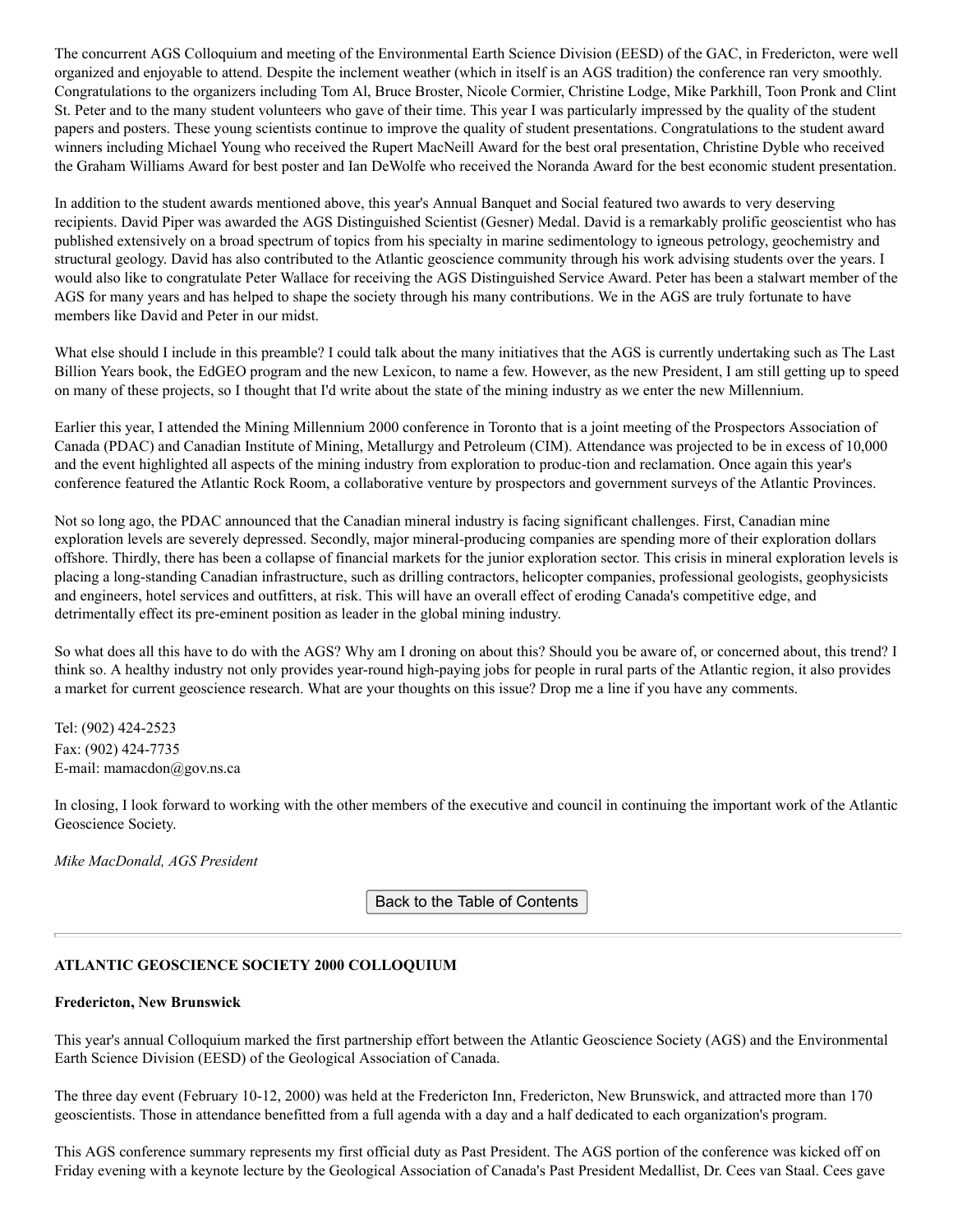The concurrent AGS Colloquium and meeting of the Environmental Earth Science Division (EESD) of the GAC, in Fredericton, were well organized and enjoyable to attend. Despite the inclement weather (which in itself is an AGS tradition) the conference ran very smoothly. Congratulations to the organizers including Tom Al, Bruce Broster, Nicole Cormier, Christine Lodge, Mike Parkhill, Toon Pronk and Clint St. Peter and to the many student volunteers who gave of their time. This year I was particularly impressed by the quality of the student papers and posters. These young scientists continue to improve the quality of student presentations. Congratulations to the student award winners including Michael Young who received the Rupert MacNeill Award for the best oral presentation, Christine Dyble who received the Graham Williams Award for best poster and Ian DeWolfe who received the Noranda Award for the best economic student presentation.

In addition to the student awards mentioned above, this year's Annual Banquet and Social featured two awards to very deserving recipients. David Piper was awarded the AGS Distinguished Scientist (Gesner) Medal. David is a remarkably prolific geoscientist who has published extensively on a broad spectrum of topics from his specialty in marine sedimentology to igneous petrology, geochemistry and structural geology. David has also contributed to the Atlantic geoscience community through his work advising students over the years. I would also like to congratulate Peter Wallace for receiving the AGS Distinguished Service Award. Peter has been a stalwart member of the AGS for many years and has helped to shape the society through his many contributions. We in the AGS are truly fortunate to have members like David and Peter in our midst.

What else should I include in this preamble? I could talk about the many initiatives that the AGS is currently undertaking such as The Last Billion Years book, the EdGEO program and the new Lexicon, to name a few. However, as the new President, I am still getting up to speed on many of these projects, so I thought that I'd write about the state of the mining industry as we enter the new Millennium.

Earlier this year, I attended the Mining Millennium 2000 conference in Toronto that is a joint meeting of the Prospectors Association of Canada (PDAC) and Canadian Institute of Mining, Metallurgy and Petroleum (CIM). Attendance was projected to be in excess of 10,000 and the event highlighted all aspects of the mining industry from exploration to produc-tion and reclamation. Once again this year's conference featured the Atlantic Rock Room, a collaborative venture by prospectors and government surveys of the Atlantic Provinces.

Not so long ago, the PDAC announced that the Canadian mineral industry is facing significant challenges. First, Canadian mine exploration levels are severely depressed. Secondly, major mineral-producing companies are spending more of their exploration dollars offshore. Thirdly, there has been a collapse of financial markets for the junior exploration sector. This crisis in mineral exploration levels is placing a long-standing Canadian infrastructure, such as drilling contractors, helicopter companies, professional geologists, geophysicists and engineers, hotel services and outfitters, at risk. This will have an overall effect of eroding Canada's competitive edge, and detrimentally effect its pre-eminent position as leader in the global mining industry.

So what does all this have to do with the AGS? Why am I droning on about this? Should you be aware of, or concerned about, this trend? I think so. A healthy industry not only provides year-round high-paying jobs for people in rural parts of the Atlantic region, it also provides a market for current geoscience research. What are your thoughts on this issue? Drop me a line if you have any comments.

Tel: (902) 424-2523
Fax: (902) 424-7735
E-mail: mamacdon@gov.ns.ca

In closing, I look forward to working with the other members of the executive and council in continuing the important work of the Atlantic Geoscience Society.

*Mike MacDonald, AGS President*

Back to the Table of Contents

---

**ATLANTIC GEOSCIENCE SOCIETY 2000 COLLOQUIUM**

**Fredericton, New Brunswick**

This year's annual Colloquium marked the first partnership effort between the Atlantic Geoscience Society (AGS) and the Environmental Earth Science Division (EESD) of the Geological Association of Canada.

The three day event (February 10-12, 2000) was held at the Fredericton Inn, Fredericton, New Brunswick, and attracted more than 170 geoscientists. Those in attendance benefitted from a full agenda with a day and a half dedicated to each organization's program.

This AGS conference summary represents my first official duty as Past President. The AGS portion of the conference was kicked off on Friday evening with a keynote lecture by the Geological Association of Canada's Past President Medallist, Dr. Cees van Staal. Cees gave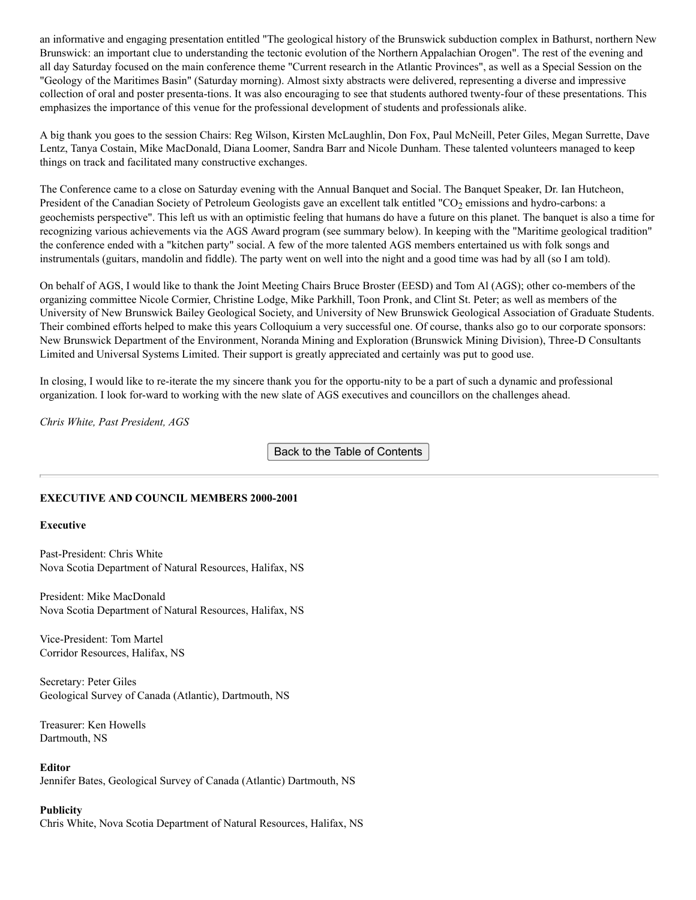an informative and engaging presentation entitled "The geological history of the Brunswick subduction complex in Bathurst, northern New Brunswick: an important clue to understanding the tectonic evolution of the Northern Appalachian Orogen". The rest of the evening and all day Saturday focused on the main conference theme "Current research in the Atlantic Provinces", as well as a Special Session on the "Geology of the Maritimes Basin" (Saturday morning). Almost sixty abstracts were delivered, representing a diverse and impressive collection of oral and poster presenta-tions. It was also encouraging to see that students authored twenty-four of these presentations. This emphasizes the importance of this venue for the professional development of students and professionals alike.

A big thank you goes to the session Chairs: Reg Wilson, Kirsten McLaughlin, Don Fox, Paul McNeill, Peter Giles, Megan Surrette, Dave Lentz, Tanya Costain, Mike MacDonald, Diana Loomer, Sandra Barr and Nicole Dunham. These talented volunteers managed to keep things on track and facilitated many constructive exchanges.

The Conference came to a close on Saturday evening with the Annual Banquet and Social. The Banquet Speaker, Dr. Ian Hutcheon, President of the Canadian Society of Petroleum Geologists gave an excellent talk entitled "$CO_2$ emissions and hydro-carbons: a geochemists perspective". This left us with an optimistic feeling that humans do have a future on this planet. The banquet is also a time for recognizing various achievements via the AGS Award program (see summary below). In keeping with the "Maritime geological tradition" the conference ended with a "kitchen party" social. A few of the more talented AGS members entertained us with folk songs and instrumentals (guitars, mandolin and fiddle). The party went on well into the night and a good time was had by all (so I am told).

On behalf of AGS, I would like to thank the Joint Meeting Chairs Bruce Broster (EESD) and Tom Al (AGS); other co-members of the organizing committee Nicole Cormier, Christine Lodge, Mike Parkhill, Toon Pronk, and Clint St. Peter; as well as members of the University of New Brunswick Bailey Geological Society, and University of New Brunswick Geological Association of Graduate Students. Their combined efforts helped to make this years Colloquium a very successful one. Of course, thanks also go to our corporate sponsors: New Brunswick Department of the Environment, Noranda Mining and Exploration (Brunswick Mining Division), Three-D Consultants Limited and Universal Systems Limited. Their support is greatly appreciated and certainly was put to good use.

In closing, I would like to re-iterate the my sincere thank you for the opportu-nity to be a part of such a dynamic and professional organization. I look for-ward to working with the new slate of AGS executives and councillors on the challenges ahead.

*Chris White, Past President, AGS*

Back to the Table of Contents

---

**EXECUTIVE AND COUNCIL MEMBERS 2000-2001**

**Executive**

Past-President: Chris White
Nova Scotia Department of Natural Resources, Halifax, NS

President: Mike MacDonald
Nova Scotia Department of Natural Resources, Halifax, NS

Vice-President: Tom Martel
Corridor Resources, Halifax, NS

Secretary: Peter Giles
Geological Survey of Canada (Atlantic), Dartmouth, NS

Treasurer: Ken Howells
Dartmouth, NS

**Editor**
Jennifer Bates, Geological Survey of Canada (Atlantic) Dartmouth, NS

**Publicity**
Chris White, Nova Scotia Department of Natural Resources, Halifax, NS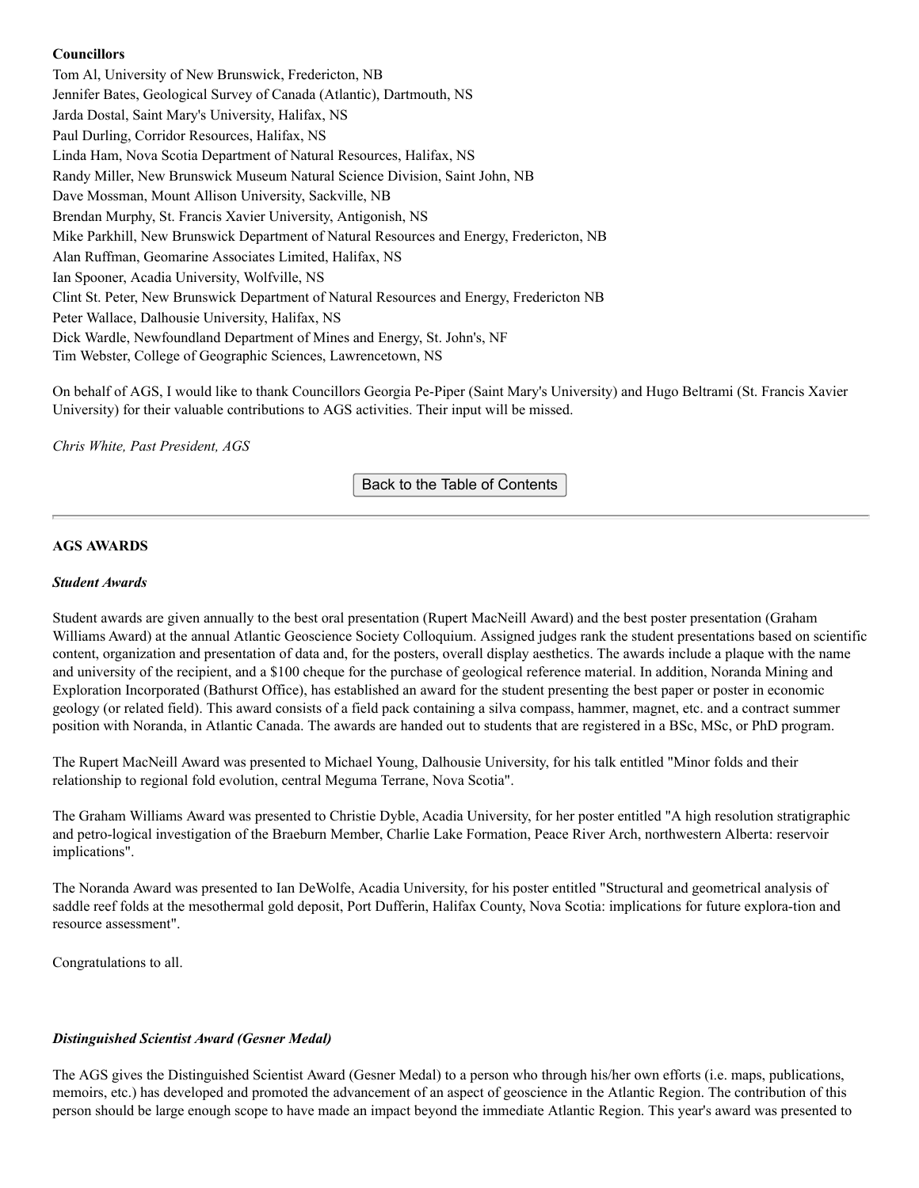**Councillors**

Tom Al, University of New Brunswick, Fredericton, NB
Jennifer Bates, Geological Survey of Canada (Atlantic), Dartmouth, NS
Jarda Dostal, Saint Mary's University, Halifax, NS
Paul Durling, Corridor Resources, Halifax, NS
Linda Ham, Nova Scotia Department of Natural Resources, Halifax, NS
Randy Miller, New Brunswick Museum Natural Science Division, Saint John, NB
Dave Mossman, Mount Allison University, Sackville, NB
Brendan Murphy, St. Francis Xavier University, Antigonish, NS
Mike Parkhill, New Brunswick Department of Natural Resources and Energy, Fredericton, NB
Alan Ruffman, Geomarine Associates Limited, Halifax, NS
Ian Spooner, Acadia University, Wolfville, NS
Clint St. Peter, New Brunswick Department of Natural Resources and Energy, Fredericton NB
Peter Wallace, Dalhousie University, Halifax, NS
Dick Wardle, Newfoundland Department of Mines and Energy, St. John's, NF
Tim Webster, College of Geographic Sciences, Lawrencetown, NS

On behalf of AGS, I would like to thank Councillors Georgia Pe-Piper (Saint Mary's University) and Hugo Beltrami (St. Francis Xavier University) for their valuable contributions to AGS activities. Their input will be missed.

*Chris White, Past President, AGS*

Back to the Table of Contents

---

**AGS AWARDS**

***Student Awards***

Student awards are given annually to the best oral presentation (Rupert MacNeill Award) and the best poster presentation (Graham Williams Award) at the annual Atlantic Geoscience Society Colloquium. Assigned judges rank the student presentations based on scientific content, organization and presentation of data and, for the posters, overall display aesthetics. The awards include a plaque with the name and university of the recipient, and a $100 cheque for the purchase of geological reference material. In addition, Noranda Mining and Exploration Incorporated (Bathurst Office), has established an award for the student presenting the best paper or poster in economic geology (or related field). This award consists of a field pack containing a silva compass, hammer, magnet, etc. and a contract summer position with Noranda, in Atlantic Canada. The awards are handed out to students that are registered in a BSc, MSc, or PhD program.

The Rupert MacNeill Award was presented to Michael Young, Dalhousie University, for his talk entitled "Minor folds and their relationship to regional fold evolution, central Meguma Terrane, Nova Scotia".

The Graham Williams Award was presented to Christie Dyble, Acadia University, for her poster entitled "A high resolution stratigraphic and petro-logical investigation of the Braeburn Member, Charlie Lake Formation, Peace River Arch, northwestern Alberta: reservoir implications".

The Noranda Award was presented to Ian DeWolfe, Acadia University, for his poster entitled "Structural and geometrical analysis of saddle reef folds at the mesothermal gold deposit, Port Dufferin, Halifax County, Nova Scotia: implications for future explora-tion and resource assessment".

Congratulations to all.

***Distinguished Scientist Award (Gesner Medal)***

The AGS gives the Distinguished Scientist Award (Gesner Medal) to a person who through his/her own efforts (i.e. maps, publications, memoirs, etc.) has developed and promoted the advancement of an aspect of geoscience in the Atlantic Region. The contribution of this person should be large enough scope to have made an impact beyond the immediate Atlantic Region. This year's award was presented to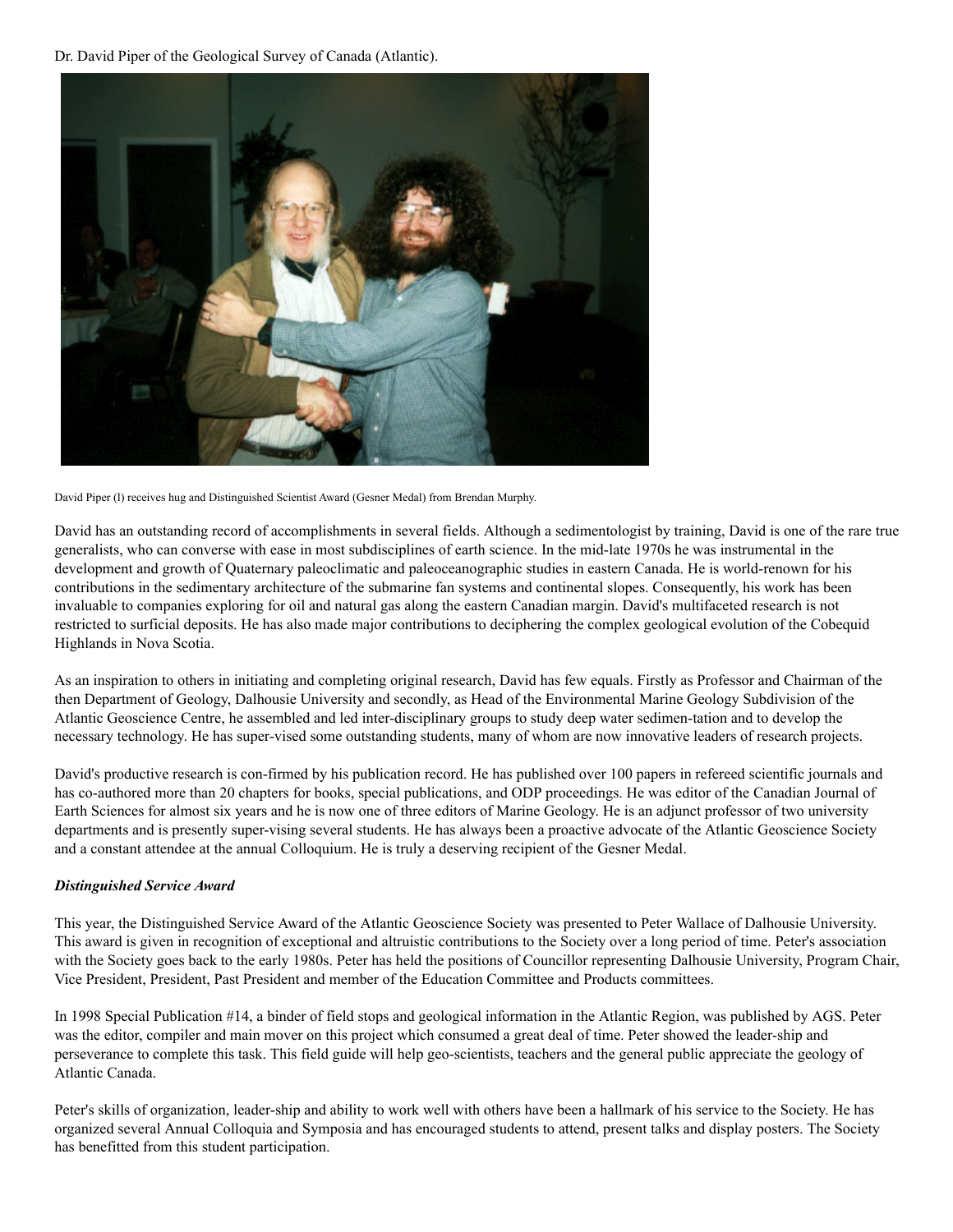Dr. David Piper of the Geological Survey of Canada (Atlantic).

David Piper (l) receives hug and Distinguished Scientist Award (Gesner Medal) from Brendan Murphy.

David has an outstanding record of accomplishments in several fields. Although a sedimentologist by training, David is one of the rare true generalists, who can converse with ease in most subdisciplines of earth science. In the mid-late 1970s he was instrumental in the development and growth of Quaternary paleoclimatic and paleoceanographic studies in eastern Canada. He is world-renown for his contributions in the sedimentary architecture of the submarine fan systems and continental slopes. Consequently, his work has been invaluable to companies exploring for oil and natural gas along the eastern Canadian margin. David's multifaceted research is not restricted to surficial deposits. He has also made major contributions to deciphering the complex geological evolution of the Cobequid Highlands in Nova Scotia.

As an inspiration to others in initiating and completing original research, David has few equals. Firstly as Professor and Chairman of the then Department of Geology, Dalhousie University and secondly, as Head of the Environmental Marine Geology Subdivision of the Atlantic Geoscience Centre, he assembled and led inter-disciplinary groups to study deep water sedimen-tation and to develop the necessary technology. He has super-vised some outstanding students, many of whom are now innovative leaders of research projects.

David's productive research is con-firmed by his publication record. He has published over 100 papers in refereed scientific journals and has co-authored more than 20 chapters for books, special publications, and ODP proceedings. He was editor of the Canadian Journal of Earth Sciences for almost six years and he is now one of three editors of Marine Geology. He is an adjunct professor of two university departments and is presently super-vising several students. He has always been a proactive advocate of the Atlantic Geoscience Society and a constant attendee at the annual Colloquium. He is truly a deserving recipient of the Gesner Medal.

***Distinguished Service Award***

This year, the Distinguished Service Award of the Atlantic Geoscience Society was presented to Peter Wallace of Dalhousie University. This award is given in recognition of exceptional and altruistic contributions to the Society over a long period of time. Peter's association with the Society goes back to the early 1980s. Peter has held the positions of Councillor representing Dalhousie University, Program Chair, Vice President, President, Past President and member of the Education Committee and Products committees.

In 1998 Special Publication #14, a binder of field stops and geological information in the Atlantic Region, was published by AGS. Peter was the editor, compiler and main mover on this project which consumed a great deal of time. Peter showed the leader-ship and perseverance to complete this task. This field guide will help geo-scientists, teachers and the general public appreciate the geology of Atlantic Canada.

Peter's skills of organization, leader-ship and ability to work well with others have been a hallmark of his service to the Society. He has organized several Annual Colloquia and Symposia and has encouraged students to attend, present talks and display posters. The Society has benefitted from this student participation.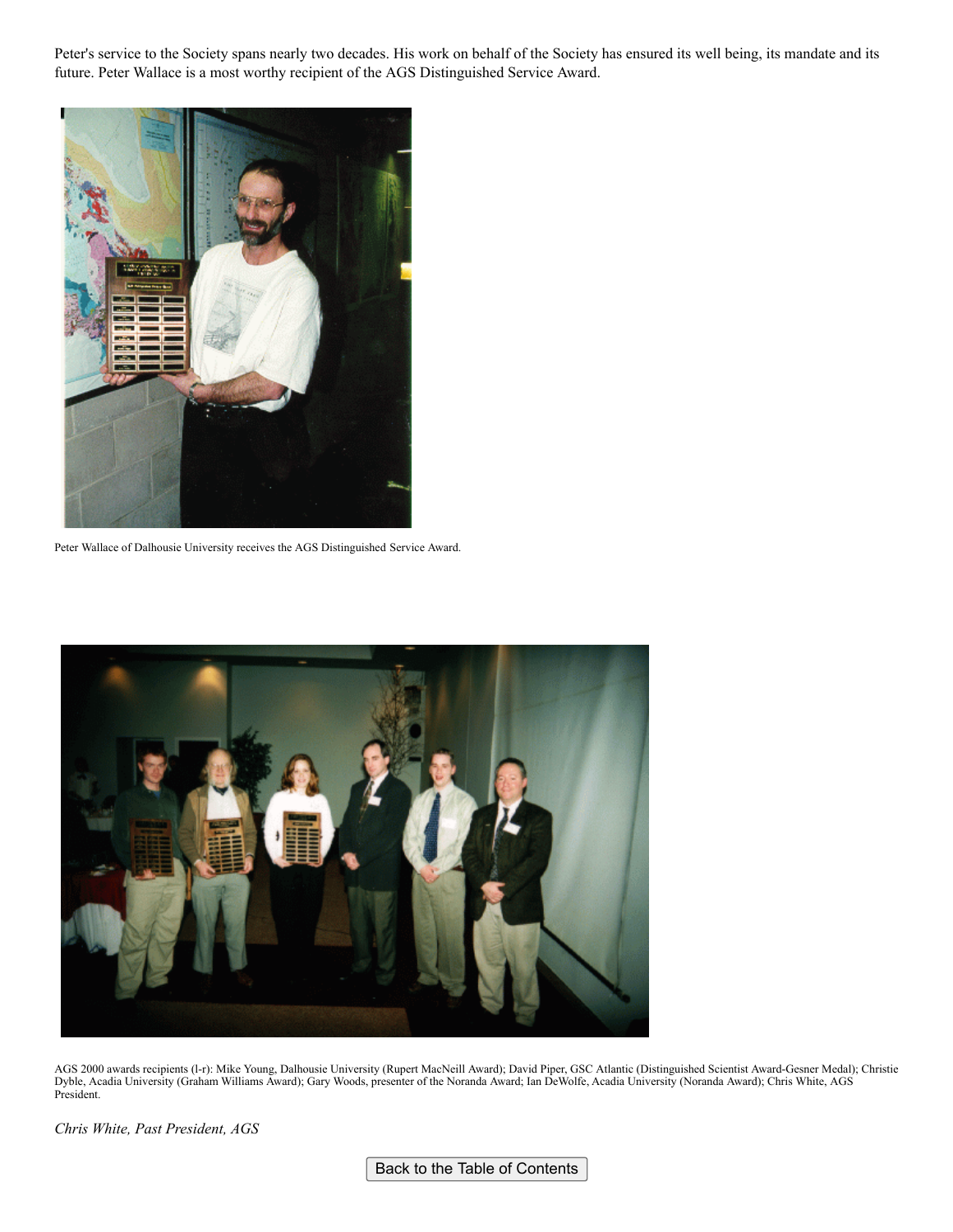Peter's service to the Society spans nearly two decades. His work on behalf of the Society has ensured its well being, its mandate and its future. Peter Wallace is a most worthy recipient of the AGS Distinguished Service Award.

Peter Wallace of Dalhousie University receives the AGS Distinguished Service Award.

AGS 2000 awards recipients (l-r): Mike Young, Dalhousie University (Rupert MacNeill Award); David Piper, GSC Atlantic (Distinguished Scientist Award-Gesner Medal); Christie Dyble, Acadia University (Graham Williams Award); Gary Woods, presenter of the Noranda Award; Ian DeWolfe, Acadia University (Noranda Award); Chris White, AGS President.

*Chris White, Past President, AGS*

Back to the Table of Contents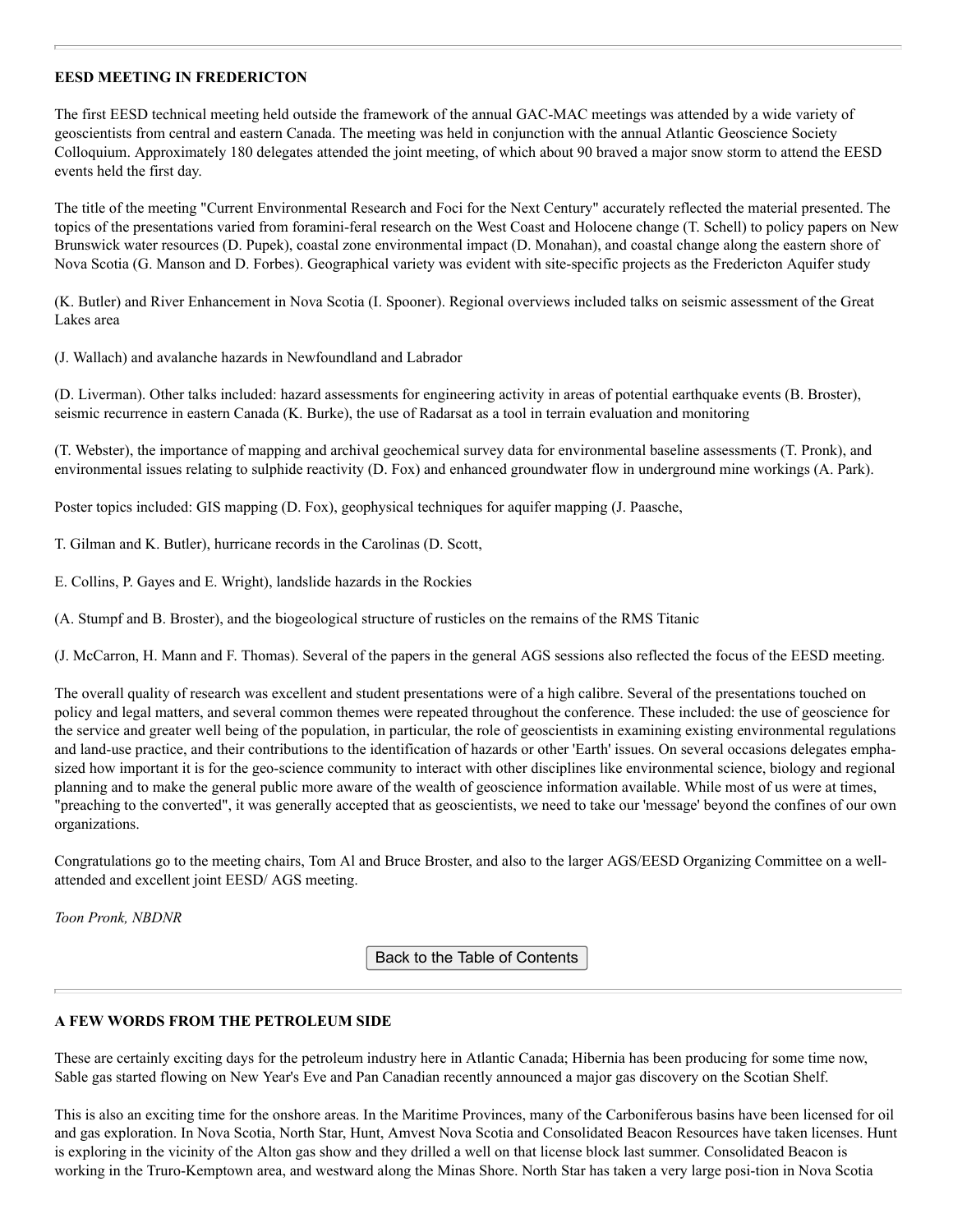## EESD MEETING IN FREDERICTON

The first EESD technical meeting held outside the framework of the annual GAC-MAC meetings was attended by a wide variety of geoscientists from central and eastern Canada. The meeting was held in conjunction with the annual Atlantic Geoscience Society Colloquium. Approximately 180 delegates attended the joint meeting, of which about 90 braved a major snow storm to attend the EESD events held the first day.

The title of the meeting "Current Environmental Research and Foci for the Next Century" accurately reflected the material presented. The topics of the presentations varied from foramini-feral research on the West Coast and Holocene change (T. Schell) to policy papers on New Brunswick water resources (D. Pupek), coastal zone environmental impact (D. Monahan), and coastal change along the eastern shore of Nova Scotia (G. Manson and D. Forbes). Geographical variety was evident with site-specific projects as the Fredericton Aquifer study

(K. Butler) and River Enhancement in Nova Scotia (I. Spooner). Regional overviews included talks on seismic assessment of the Great Lakes area

(J. Wallach) and avalanche hazards in Newfoundland and Labrador

(D. Liverman). Other talks included: hazard assessments for engineering activity in areas of potential earthquake events (B. Broster), seismic recurrence in eastern Canada (K. Burke), the use of Radarsat as a tool in terrain evaluation and monitoring

(T. Webster), the importance of mapping and archival geochemical survey data for environmental baseline assessments (T. Pronk), and environmental issues relating to sulphide reactivity (D. Fox) and enhanced groundwater flow in underground mine workings (A. Park).

Poster topics included: GIS mapping (D. Fox), geophysical techniques for aquifer mapping (J. Paasche,

T. Gilman and K. Butler), hurricane records in the Carolinas (D. Scott,

E. Collins, P. Gayes and E. Wright), landslide hazards in the Rockies

(A. Stumpf and B. Broster), and the biogeological structure of rusticles on the remains of the RMS Titanic

(J. McCarron, H. Mann and F. Thomas). Several of the papers in the general AGS sessions also reflected the focus of the EESD meeting.

The overall quality of research was excellent and student presentations were of a high calibre. Several of the presentations touched on policy and legal matters, and several common themes were repeated throughout the conference. These included: the use of geoscience for the service and greater well being of the population, in particular, the role of geoscientists in examining existing environmental regulations and land-use practice, and their contributions to the identification of hazards or other 'Earth' issues. On several occasions delegates emphasized how important it is for the geo-science community to interact with other disciplines like environmental science, biology and regional planning and to make the general public more aware of the wealth of geoscience information available. While most of us were at times, "preaching to the converted", it was generally accepted that as geoscientists, we need to take our 'message' beyond the confines of our own organizations.

Congratulations go to the meeting chairs, Tom Al and Bruce Broster, and also to the larger AGS/EESD Organizing Committee on a well-attended and excellent joint EESD/ AGS meeting.

*Toon Pronk, NBDNR*

Back to the Table of Contents

## A FEW WORDS FROM THE PETROLEUM SIDE

These are certainly exciting days for the petroleum industry here in Atlantic Canada; Hibernia has been producing for some time now, Sable gas started flowing on New Year's Eve and Pan Canadian recently announced a major gas discovery on the Scotian Shelf.

This is also an exciting time for the onshore areas. In the Maritime Provinces, many of the Carboniferous basins have been licensed for oil and gas exploration. In Nova Scotia, North Star, Hunt, Amvest Nova Scotia and Consolidated Beacon Resources have taken licenses. Hunt is exploring in the vicinity of the Alton gas show and they drilled a well on that license block last summer. Consolidated Beacon is working in the Truro-Kemptown area, and westward along the Minas Shore. North Star has taken a very large posi-tion in Nova Scotia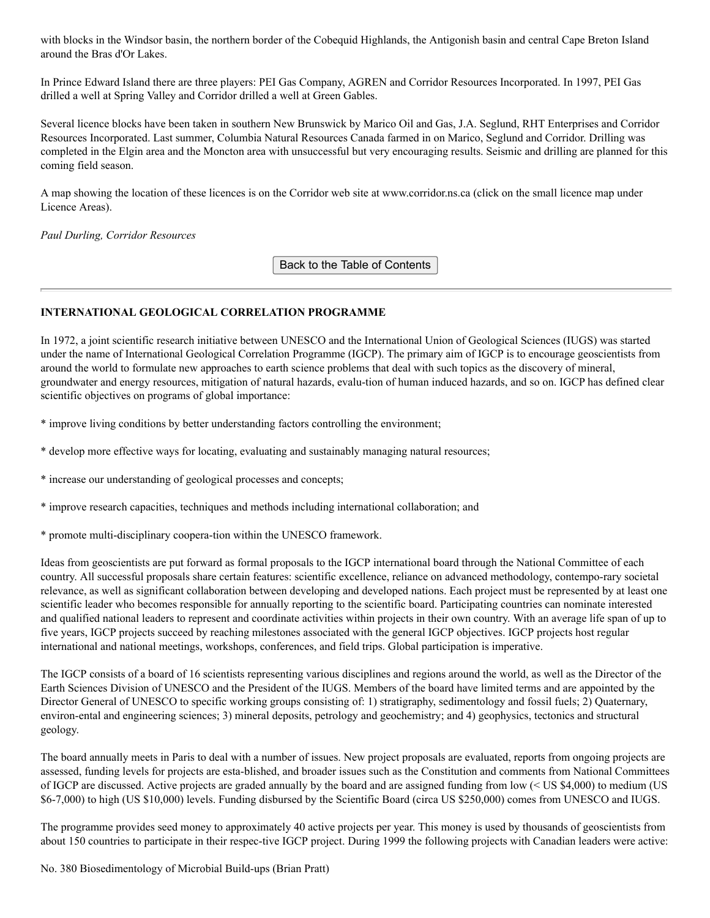with blocks in the Windsor basin, the northern border of the Cobequid Highlands, the Antigonish basin and central Cape Breton Island around the Bras d'Or Lakes.

In Prince Edward Island there are three players: PEI Gas Company, AGREN and Corridor Resources Incorporated. In 1997, PEI Gas drilled a well at Spring Valley and Corridor drilled a well at Green Gables.

Several licence blocks have been taken in southern New Brunswick by Marico Oil and Gas, J.A. Seglund, RHT Enterprises and Corridor Resources Incorporated. Last summer, Columbia Natural Resources Canada farmed in on Marico, Seglund and Corridor. Drilling was completed in the Elgin area and the Moncton area with unsuccessful but very encouraging results. Seismic and drilling are planned for this coming field season.

A map showing the location of these licences is on the Corridor web site at www.corridor.ns.ca (click on the small licence map under Licence Areas).

*Paul Durling, Corridor Resources*

Back to the Table of Contents

---

**INTERNATIONAL GEOLOGICAL CORRELATION PROGRAMME**

In 1972, a joint scientific research initiative between UNESCO and the International Union of Geological Sciences (IUGS) was started under the name of International Geological Correlation Programme (IGCP). The primary aim of IGCP is to encourage geoscientists from around the world to formulate new approaches to earth science problems that deal with such topics as the discovery of mineral, groundwater and energy resources, mitigation of natural hazards, evalu-tion of human induced hazards, and so on. IGCP has defined clear scientific objectives on programs of global importance:

* improve living conditions by better understanding factors controlling the environment;

* develop more effective ways for locating, evaluating and sustainably managing natural resources;

* increase our understanding of geological processes and concepts;

* improve research capacities, techniques and methods including international collaboration; and

* promote multi-disciplinary coopera-tion within the UNESCO framework.

Ideas from geoscientists are put forward as formal proposals to the IGCP international board through the National Committee of each country. All successful proposals share certain features: scientific excellence, reliance on advanced methodology, contempo-rary societal relevance, as well as significant collaboration between developing and developed nations. Each project must be represented by at least one scientific leader who becomes responsible for annually reporting to the scientific board. Participating countries can nominate interested and qualified national leaders to represent and coordinate activities within projects in their own country. With an average life span of up to five years, IGCP projects succeed by reaching milestones associated with the general IGCP objectives. IGCP projects host regular international and national meetings, workshops, conferences, and field trips. Global participation is imperative.

The IGCP consists of a board of 16 scientists representing various disciplines and regions around the world, as well as the Director of the Earth Sciences Division of UNESCO and the President of the IUGS. Members of the board have limited terms and are appointed by the Director General of UNESCO to specific working groups consisting of: 1) stratigraphy, sedimentology and fossil fuels; 2) Quaternary, environ-ental and engineering sciences; 3) mineral deposits, petrology and geochemistry; and 4) geophysics, tectonics and structural geology.

The board annually meets in Paris to deal with a number of issues. New project proposals are evaluated, reports from ongoing projects are assessed, funding levels for projects are esta-blished, and broader issues such as the Constitution and comments from National Committees of IGCP are discussed. Active projects are graded annually by the board and are assigned funding from low (< US $4,000) to medium (US $6-7,000) to high (US $10,000) levels. Funding disbursed by the Scientific Board (circa US $250,000) comes from UNESCO and IUGS.

The programme provides seed money to approximately 40 active projects per year. This money is used by thousands of geoscientists from about 150 countries to participate in their respec-tive IGCP project. During 1999 the following projects with Canadian leaders were active:

No. 380 Biosedimentology of Microbial Build-ups (Brian Pratt)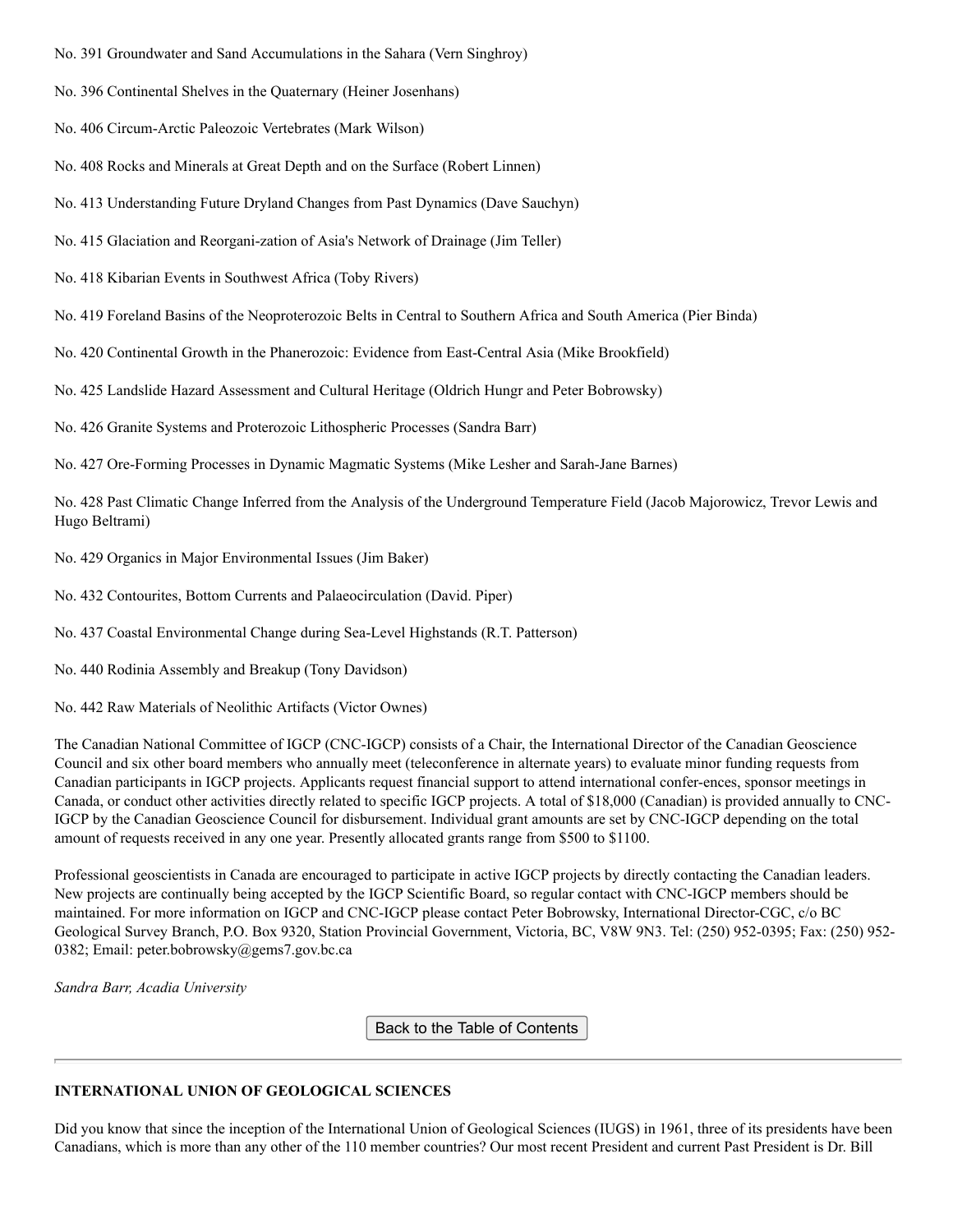No. 391 Groundwater and Sand Accumulations in the Sahara (Vern Singhroy)

No. 396 Continental Shelves in the Quaternary (Heiner Josenhans)

No. 406 Circum-Arctic Paleozoic Vertebrates (Mark Wilson)

No. 408 Rocks and Minerals at Great Depth and on the Surface (Robert Linnen)

No. 413 Understanding Future Dryland Changes from Past Dynamics (Dave Sauchyn)

No. 415 Glaciation and Reorgani-zation of Asia's Network of Drainage (Jim Teller)

No. 418 Kibarian Events in Southwest Africa (Toby Rivers)

No. 419 Foreland Basins of the Neoproterozoic Belts in Central to Southern Africa and South America (Pier Binda)

No. 420 Continental Growth in the Phanerozoic: Evidence from East-Central Asia (Mike Brookfield)

No. 425 Landslide Hazard Assessment and Cultural Heritage (Oldrich Hungr and Peter Bobrowsky)

No. 426 Granite Systems and Proterozoic Lithospheric Processes (Sandra Barr)

No. 427 Ore-Forming Processes in Dynamic Magmatic Systems (Mike Lesher and Sarah-Jane Barnes)

No. 428 Past Climatic Change Inferred from the Analysis of the Underground Temperature Field (Jacob Majorowicz, Trevor Lewis and Hugo Beltrami)

No. 429 Organics in Major Environmental Issues (Jim Baker)

No. 432 Contourites, Bottom Currents and Palaeocirculation (David. Piper)

No. 437 Coastal Environmental Change during Sea-Level Highstands (R.T. Patterson)

No. 440 Rodinia Assembly and Breakup (Tony Davidson)

No. 442 Raw Materials of Neolithic Artifacts (Victor Ownes)

The Canadian National Committee of IGCP (CNC-IGCP) consists of a Chair, the International Director of the Canadian Geoscience Council and six other board members who annually meet (teleconference in alternate years) to evaluate minor funding requests from Canadian participants in IGCP projects. Applicants request financial support to attend international confer-ences, sponsor meetings in Canada, or conduct other activities directly related to specific IGCP projects. A total of $18,000 (Canadian) is provided annually to CNC-IGCP by the Canadian Geoscience Council for disbursement. Individual grant amounts are set by CNC-IGCP depending on the total amount of requests received in any one year. Presently allocated grants range from $500 to $1100.

Professional geoscientists in Canada are encouraged to participate in active IGCP projects by directly contacting the Canadian leaders. New projects are continually being accepted by the IGCP Scientific Board, so regular contact with CNC-IGCP members should be maintained. For more information on IGCP and CNC-IGCP please contact Peter Bobrowsky, International Director-CGC, c/o BC Geological Survey Branch, P.O. Box 9320, Station Provincial Government, Victoria, BC, V8W 9N3. Tel: (250) 952-0395; Fax: (250) 952-0382; Email: peter.bobrowsky@gems7.gov.bc.ca

*Sandra Barr, Acadia University*

Back to the Table of Contents

---

**INTERNATIONAL UNION OF GEOLOGICAL SCIENCES**

Did you know that since the inception of the International Union of Geological Sciences (IUGS) in 1961, three of its presidents have been Canadians, which is more than any other of the 110 member countries? Our most recent President and current Past President is Dr. Bill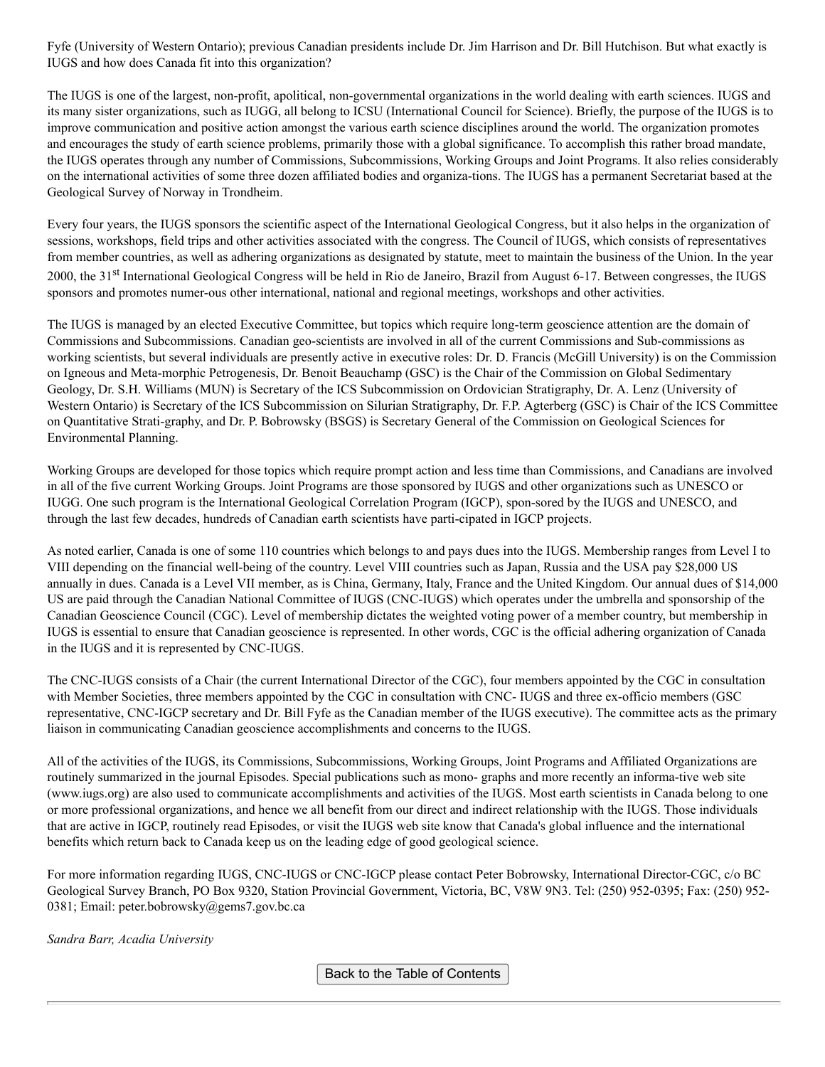Fyfe (University of Western Ontario); previous Canadian presidents include Dr. Jim Harrison and Dr. Bill Hutchison. But what exactly is IUGS and how does Canada fit into this organization?

The IUGS is one of the largest, non-profit, apolitical, non-governmental organizations in the world dealing with earth sciences. IUGS and its many sister organizations, such as IUGG, all belong to ICSU (International Council for Science). Briefly, the purpose of the IUGS is to improve communication and positive action amongst the various earth science disciplines around the world. The organization promotes and encourages the study of earth science problems, primarily those with a global significance. To accomplish this rather broad mandate, the IUGS operates through any number of Commissions, Subcommissions, Working Groups and Joint Programs. It also relies considerably on the international activities of some three dozen affiliated bodies and organiza-tions. The IUGS has a permanent Secretariat based at the Geological Survey of Norway in Trondheim.

Every four years, the IUGS sponsors the scientific aspect of the International Geological Congress, but it also helps in the organization of sessions, workshops, field trips and other activities associated with the congress. The Council of IUGS, which consists of representatives from member countries, as well as adhering organizations as designated by statute, meet to maintain the business of the Union. In the year 2000, the 31st International Geological Congress will be held in Rio de Janeiro, Brazil from August 6-17. Between congresses, the IUGS sponsors and promotes numer-ous other international, national and regional meetings, workshops and other activities.

The IUGS is managed by an elected Executive Committee, but topics which require long-term geoscience attention are the domain of Commissions and Subcommissions. Canadian geo-scientists are involved in all of the current Commissions and Sub-commissions as working scientists, but several individuals are presently active in executive roles: Dr. D. Francis (McGill University) is on the Commission on Igneous and Meta-morphic Petrogenesis, Dr. Benoit Beauchamp (GSC) is the Chair of the Commission on Global Sedimentary Geology, Dr. S.H. Williams (MUN) is Secretary of the ICS Subcommission on Ordovician Stratigraphy, Dr. A. Lenz (University of Western Ontario) is Secretary of the ICS Subcommission on Silurian Stratigraphy, Dr. F.P. Agterberg (GSC) is Chair of the ICS Committee on Quantitative Strati-graphy, and Dr. P. Bobrowsky (BSGS) is Secretary General of the Commission on Geological Sciences for Environmental Planning.

Working Groups are developed for those topics which require prompt action and less time than Commissions, and Canadians are involved in all of the five current Working Groups. Joint Programs are those sponsored by IUGS and other organizations such as UNESCO or IUGG. One such program is the International Geological Correlation Program (IGCP), spon-sored by the IUGS and UNESCO, and through the last few decades, hundreds of Canadian earth scientists have parti-cipated in IGCP projects.

As noted earlier, Canada is one of some 110 countries which belongs to and pays dues into the IUGS. Membership ranges from Level I to VIII depending on the financial well-being of the country. Level VIII countries such as Japan, Russia and the USA pay $28,000 US annually in dues. Canada is a Level VII member, as is China, Germany, Italy, France and the United Kingdom. Our annual dues of $14,000 US are paid through the Canadian National Committee of IUGS (CNC-IUGS) which operates under the umbrella and sponsorship of the Canadian Geoscience Council (CGC). Level of membership dictates the weighted voting power of a member country, but membership in IUGS is essential to ensure that Canadian geoscience is represented. In other words, CGC is the official adhering organization of Canada in the IUGS and it is represented by CNC-IUGS.

The CNC-IUGS consists of a Chair (the current International Director of the CGC), four members appointed by the CGC in consultation with Member Societies, three members appointed by the CGC in consultation with CNC- IUGS and three ex-officio members (GSC representative, CNC-IGCP secretary and Dr. Bill Fyfe as the Canadian member of the IUGS executive). The committee acts as the primary liaison in communicating Canadian geoscience accomplishments and concerns to the IUGS.

All of the activities of the IUGS, its Commissions, Subcommissions, Working Groups, Joint Programs and Affiliated Organizations are routinely summarized in the journal Episodes. Special publications such as mono- graphs and more recently an informa-tive web site (www.iugs.org) are also used to communicate accomplishments and activities of the IUGS. Most earth scientists in Canada belong to one or more professional organizations, and hence we all benefit from our direct and indirect relationship with the IUGS. Those individuals that are active in IGCP, routinely read Episodes, or visit the IUGS web site know that Canada's global influence and the international benefits which return back to Canada keep us on the leading edge of good geological science.

For more information regarding IUGS, CNC-IUGS or CNC-IGCP please contact Peter Bobrowsky, International Director-CGC, c/o BC Geological Survey Branch, PO Box 9320, Station Provincial Government, Victoria, BC, V8W 9N3. Tel: (250) 952-0395; Fax: (250) 952-0381; Email: peter.bobrowsky@gems7.gov.bc.ca

*Sandra Barr, Acadia University*

Back to the Table of Contents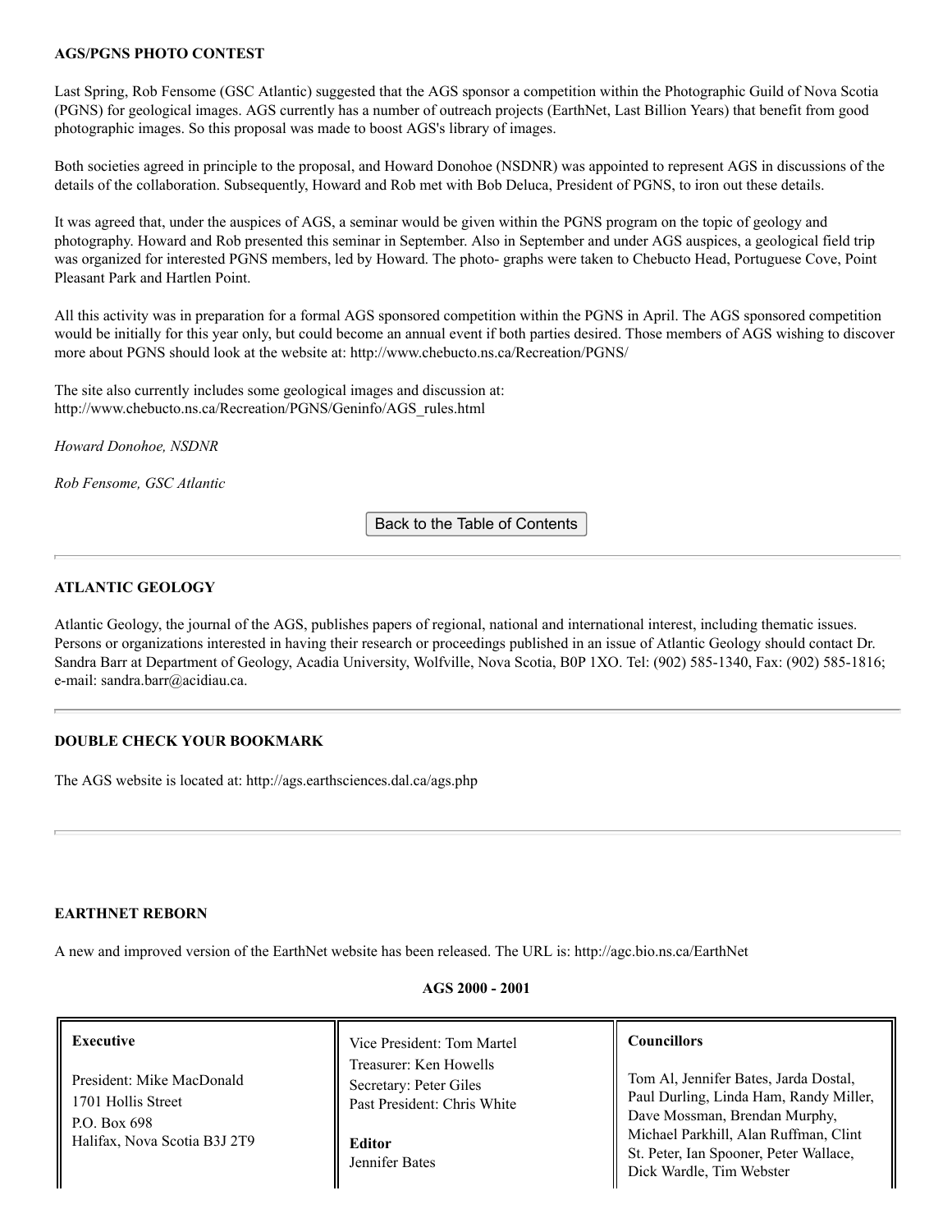#### AGS/PGNS PHOTO CONTEST

Last Spring, Rob Fensome (GSC Atlantic) suggested that the AGS sponsor a competition within the Photographic Guild of Nova Scotia (PGNS) for geological images. AGS currently has a number of outreach projects (EarthNet, Last Billion Years) that benefit from good photographic images. So this proposal was made to boost AGS's library of images.

Both societies agreed in principle to the proposal, and Howard Donohoe (NSDNR) was appointed to represent AGS in discussions of the details of the collaboration. Subsequently, Howard and Rob met with Bob Deluca, President of PGNS, to iron out these details.

It was agreed that, under the auspices of AGS, a seminar would be given within the PGNS program on the topic of geology and photography. Howard and Rob presented this seminar in September. Also in September and under AGS auspices, a geological field trip was organized for interested PGNS members, led by Howard. The photo- graphs were taken to Chebucto Head, Portuguese Cove, Point Pleasant Park and Hartlen Point.

All this activity was in preparation for a formal AGS sponsored competition within the PGNS in April. The AGS sponsored competition would be initially for this year only, but could become an annual event if both parties desired. Those members of AGS wishing to discover more about PGNS should look at the website at: http://www.chebucto.ns.ca/Recreation/PGNS/

The site also currently includes some geological images and discussion at: http://www.chebucto.ns.ca/Recreation/PGNS/Geninfo/AGS_rules.html

*Howard Donohoe, NSDNR*

*Rob Fensome, GSC Atlantic*

Back to the Table of Contents

---

#### ATLANTIC GEOLOGY

Atlantic Geology, the journal of the AGS, publishes papers of regional, national and international interest, including thematic issues. Persons or organizations interested in having their research or proceedings published in an issue of Atlantic Geology should contact Dr. Sandra Barr at Department of Geology, Acadia University, Wolfville, Nova Scotia, B0P 1XO. Tel: (902) 585-1340, Fax: (902) 585-1816; e-mail: sandra.barr@acidiau.ca.

---

#### DOUBLE CHECK YOUR BOOKMARK

The AGS website is located at: http://ags.earthsciences.dal.ca/ags.php

---

#### EARTHNET REBORN

A new and improved version of the EarthNet website has been released. The URL is: http://agc.bio.ns.ca/EarthNet

**AGS 2000 - 2001**

| **Executive** | Vice President: Tom Martel | **Councillors** |
|---|---|---|
| President: Mike MacDonald<br>1701 Hollis Street<br>P.O. Box 698<br>Halifax, Nova Scotia B3J 2T9 | Treasurer: Ken Howells<br>Secretary: Peter Giles<br>Past President: Chris White<br><br>**Editor**<br>Jennifer Bates | Tom Al, Jennifer Bates, Jarda Dostal, Paul Durling, Linda Ham, Randy Miller, Dave Mossman, Brendan Murphy, Michael Parkhill, Alan Ruffman, Clint St. Peter, Ian Spooner, Peter Wallace, Dick Wardle, Tim Webster |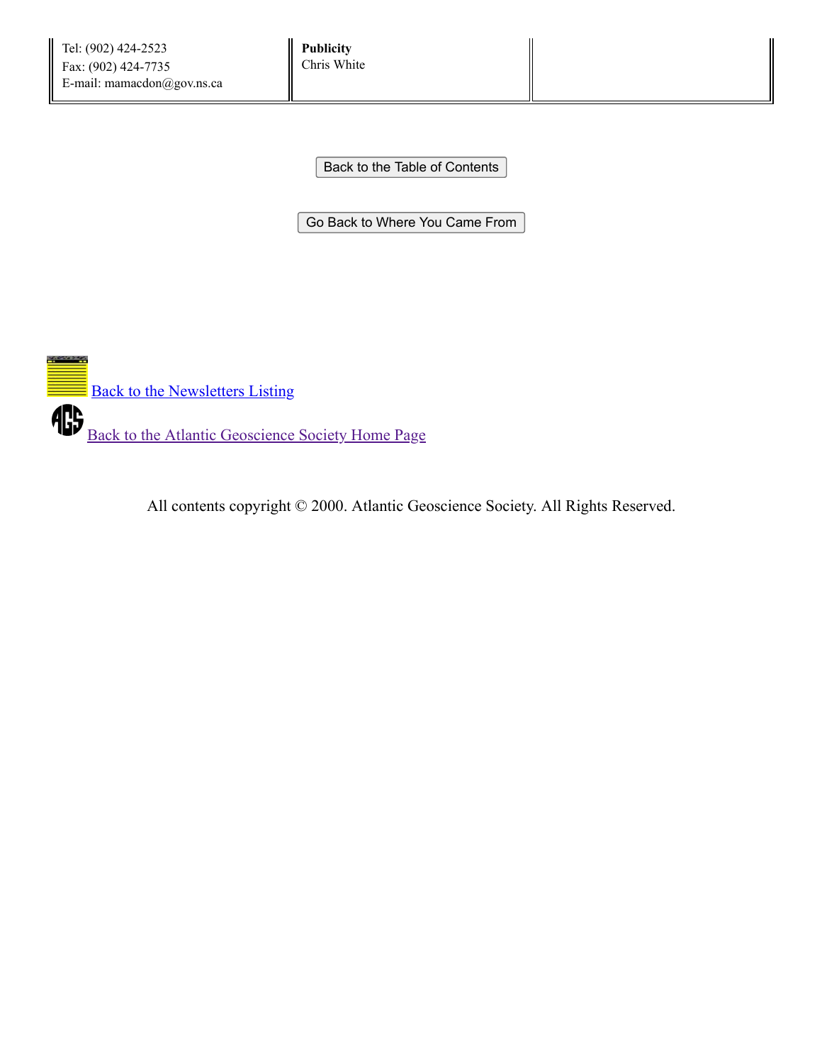| | | |
|---|---|---|
| Tel: (902) 424-2523<br>Fax: (902) 424-7735<br>E-mail: mamacdon@gov.ns.ca | **Publicity**<br>Chris White | |

Back to the Table of Contents

Go Back to Where You Came From

Back to the Newsletters Listing

Back to the Atlantic Geoscience Society Home Page

All contents copyright © 2000. Atlantic Geoscience Society. All Rights Reserved.